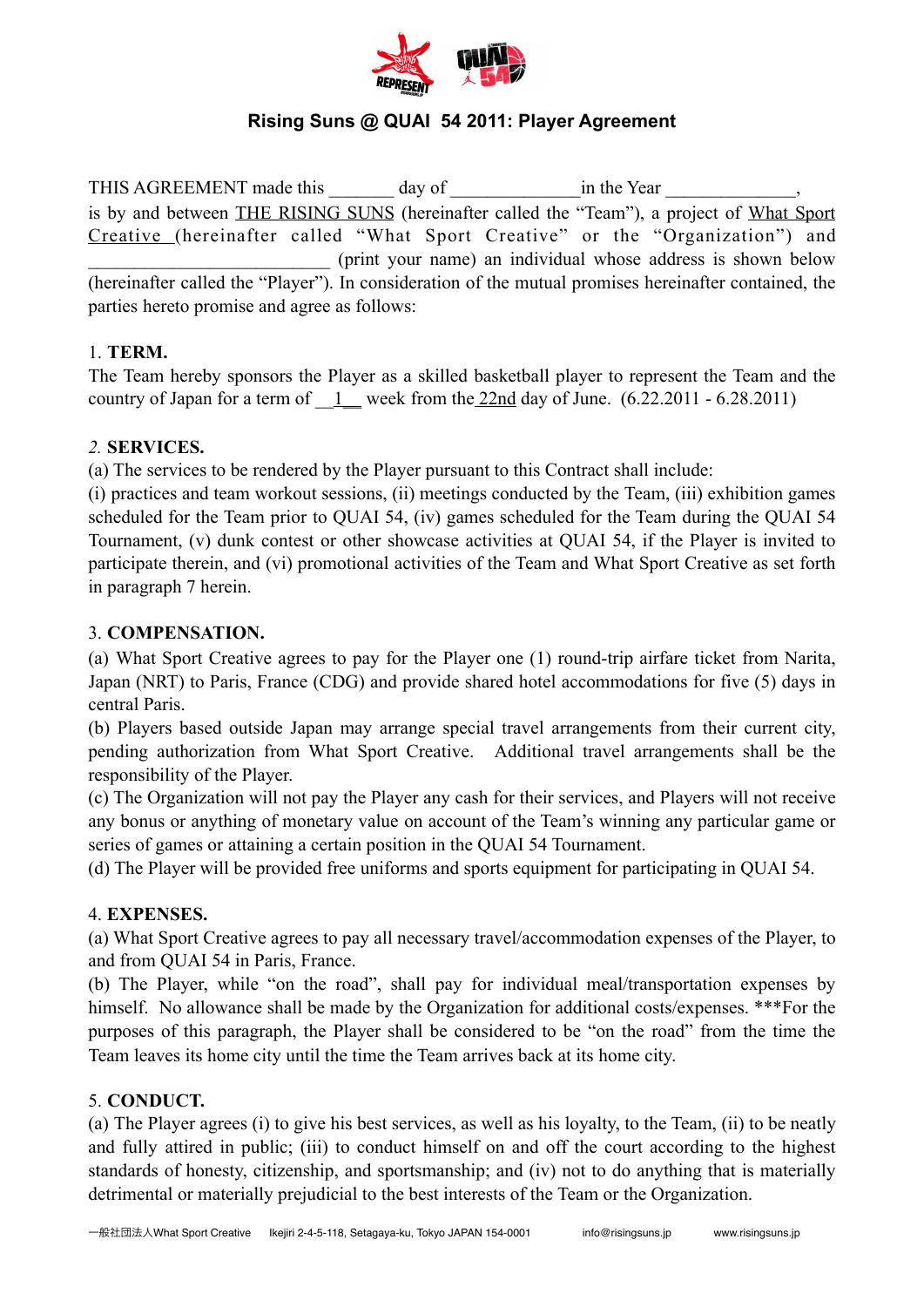# Rising Suns @ QUAI 54 2011: Player Agreement

THIS AGREEMENT made this _______ day of ______________ in the Year ______________, is by and between THE RISING SUNS (hereinafter called the "Team"), a project of What Sport Creative (hereinafter called "What Sport Creative" or the "Organization") and ___________________________ (print your name) an individual whose address is shown below (hereinafter called the "Player"). In consideration of the mutual promises hereinafter contained, the parties hereto promise and agree as follows:

1. **TERM.**
The Team hereby sponsors the Player as a skilled basketball player to represent the Team and the country of Japan for a term of __1__ week from the 22nd day of June. (6.22.2011 - 6.28.2011)

*2.* **SERVICES.**
(a) The services to be rendered by the Player pursuant to this Contract shall include:
(i) practices and team workout sessions, (ii) meetings conducted by the Team, (iii) exhibition games scheduled for the Team prior to QUAI 54, (iv) games scheduled for the Team during the QUAI 54 Tournament, (v) dunk contest or other showcase activities at QUAI 54, if the Player is invited to participate therein, and (vi) promotional activities of the Team and What Sport Creative as set forth in paragraph 7 herein.

3. **COMPENSATION.**
(a) What Sport Creative agrees to pay for the Player one (1) round-trip airfare ticket from Narita, Japan (NRT) to Paris, France (CDG) and provide shared hotel accommodations for five (5) days in central Paris.
(b) Players based outside Japan may arrange special travel arrangements from their current city, pending authorization from What Sport Creative. Additional travel arrangements shall be the responsibility of the Player.
(c) The Organization will not pay the Player any cash for their services, and Players will not receive any bonus or anything of monetary value on account of the Team's winning any particular game or series of games or attaining a certain position in the QUAI 54 Tournament.
(d) The Player will be provided free uniforms and sports equipment for participating in QUAI 54.

4. **EXPENSES.**
(a) What Sport Creative agrees to pay all necessary travel/accommodation expenses of the Player, to and from QUAI 54 in Paris, France.
(b) The Player, while "on the road", shall pay for individual meal/transportation expenses by himself. No allowance shall be made by the Organization for additional costs/expenses. ***For the purposes of this paragraph, the Player shall be considered to be "on the road" from the time the Team leaves its home city until the time the Team arrives back at its home city.

5. **CONDUCT.**
(a) The Player agrees (i) to give his best services, as well as his loyalty, to the Team, (ii) to be neatly and fully attired in public; (iii) to conduct himself on and off the court according to the highest standards of honesty, citizenship, and sportsmanship; and (iv) not to do anything that is materially detrimental or materially prejudicial to the best interests of the Team or the Organization.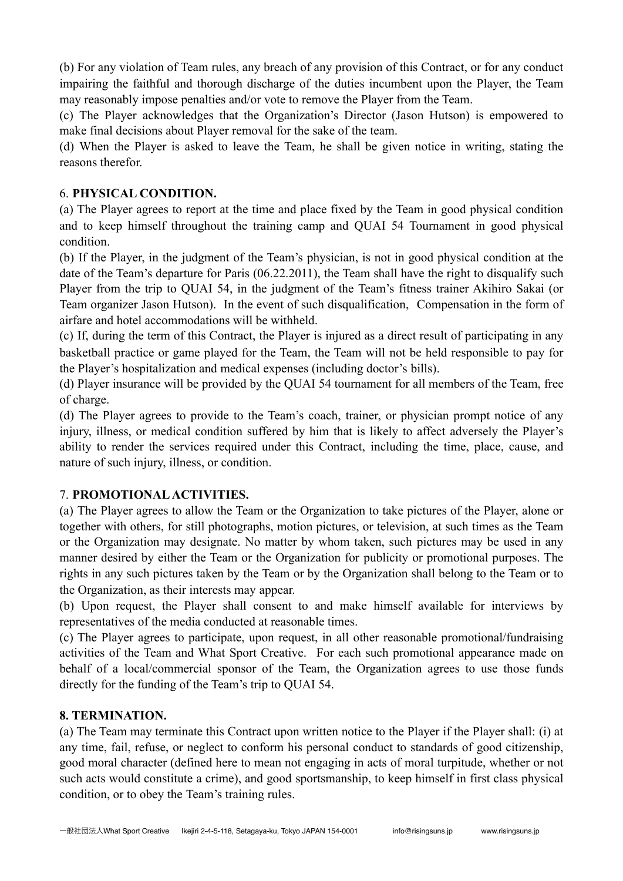(b) For any violation of Team rules, any breach of any provision of this Contract, or for any conduct impairing the faithful and thorough discharge of the duties incumbent upon the Player, the Team may reasonably impose penalties and/or vote to remove the Player from the Team.

(c) The Player acknowledges that the Organization's Director (Jason Hutson) is empowered to make final decisions about Player removal for the sake of the team.

(d) When the Player is asked to leave the Team, he shall be given notice in writing, stating the reasons therefor.

6. **PHYSICAL CONDITION.**

(a) The Player agrees to report at the time and place fixed by the Team in good physical condition and to keep himself throughout the training camp and QUAI 54 Tournament in good physical condition.

(b) If the Player, in the judgment of the Team's physician, is not in good physical condition at the date of the Team's departure for Paris (06.22.2011), the Team shall have the right to disqualify such Player from the trip to QUAI 54, in the judgment of the Team's fitness trainer Akihiro Sakai (or Team organizer Jason Hutson). In the event of such disqualification, Compensation in the form of airfare and hotel accommodations will be withheld.

(c) If, during the term of this Contract, the Player is injured as a direct result of participating in any basketball practice or game played for the Team, the Team will not be held responsible to pay for the Player's hospitalization and medical expenses (including doctor's bills).

(d) Player insurance will be provided by the QUAI 54 tournament for all members of the Team, free of charge.

(d) The Player agrees to provide to the Team's coach, trainer, or physician prompt notice of any injury, illness, or medical condition suffered by him that is likely to affect adversely the Player's ability to render the services required under this Contract, including the time, place, cause, and nature of such injury, illness, or condition.

7. **PROMOTIONAL ACTIVITIES.**

(a) The Player agrees to allow the Team or the Organization to take pictures of the Player, alone or together with others, for still photographs, motion pictures, or television, at such times as the Team or the Organization may designate. No matter by whom taken, such pictures may be used in any manner desired by either the Team or the Organization for publicity or promotional purposes. The rights in any such pictures taken by the Team or by the Organization shall belong to the Team or to the Organization, as their interests may appear.

(b) Upon request, the Player shall consent to and make himself available for interviews by representatives of the media conducted at reasonable times.

(c) The Player agrees to participate, upon request, in all other reasonable promotional/fundraising activities of the Team and What Sport Creative. For each such promotional appearance made on behalf of a local/commercial sponsor of the Team, the Organization agrees to use those funds directly for the funding of the Team's trip to QUAI 54.

**8. TERMINATION.**

(a) The Team may terminate this Contract upon written notice to the Player if the Player shall: (i) at any time, fail, refuse, or neglect to conform his personal conduct to standards of good citizenship, good moral character (defined here to mean not engaging in acts of moral turpitude, whether or not such acts would constitute a crime), and good sportsmanship, to keep himself in first class physical condition, or to obey the Team's training rules.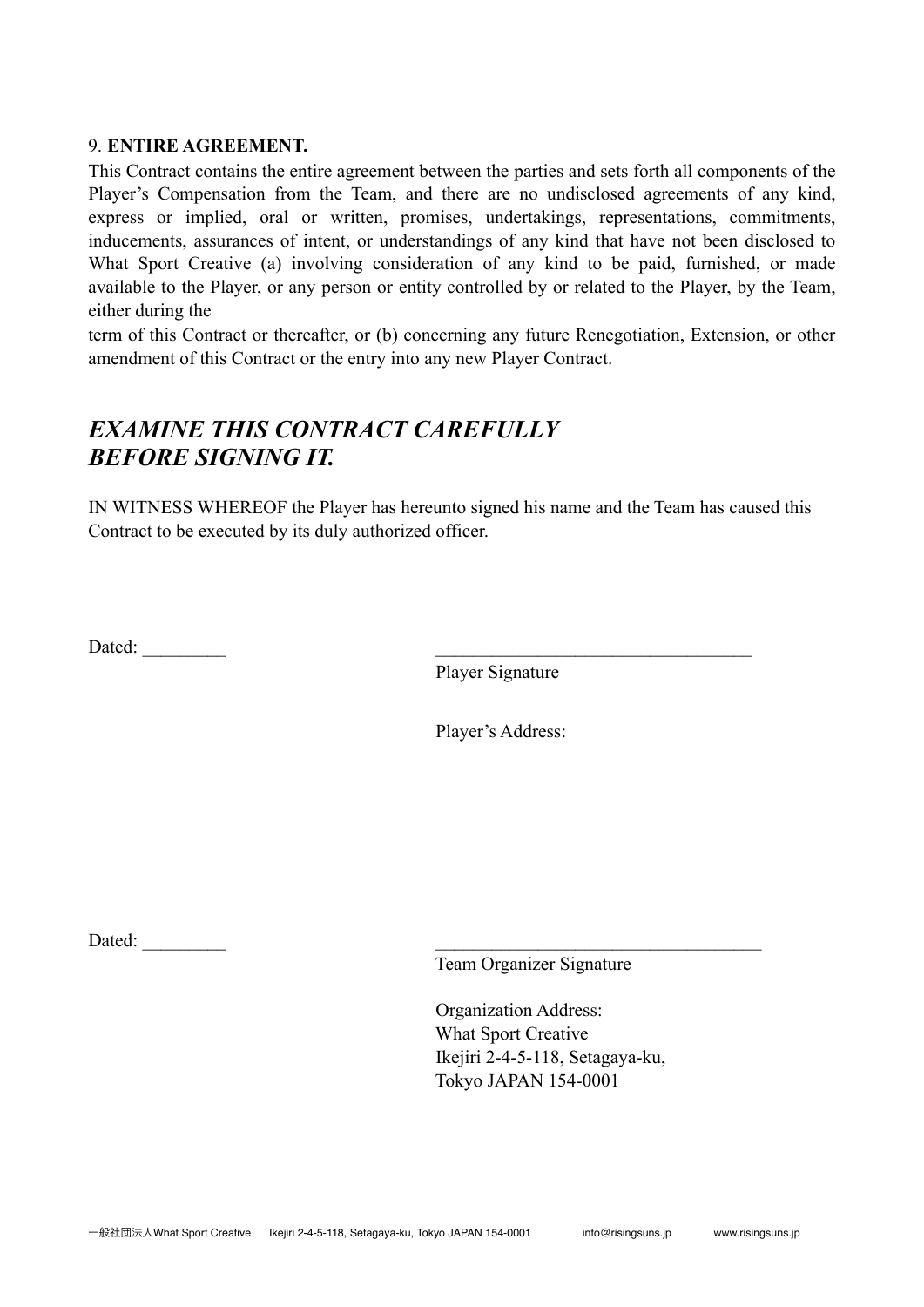9. **ENTIRE AGREEMENT.**

This Contract contains the entire agreement between the parties and sets forth all components of the Player's Compensation from the Team, and there are no undisclosed agreements of any kind, express or implied, oral or written, promises, undertakings, representations, commitments, inducements, assurances of intent, or understandings of any kind that have not been disclosed to What Sport Creative (a) involving consideration of any kind to be paid, furnished, or made available to the Player, or any person or entity controlled by or related to the Player, by the Team, either during the term of this Contract or thereafter, or (b) concerning any future Renegotiation, Extension, or other amendment of this Contract or the entry into any new Player Contract.

## *EXAMINE THIS CONTRACT CAREFULLY BEFORE SIGNING IT.*

IN WITNESS WHEREOF the Player has hereunto signed his name and the Team has caused this Contract to be executed by its duly authorized officer.

Dated: _________

___________________________________

Player Signature

Player's Address:

Dated: _________

___________________________________

Team Organizer Signature

Organization Address:
What Sport Creative
Ikejiri 2-4-5-118, Setagaya-ku,
Tokyo JAPAN 154-0001